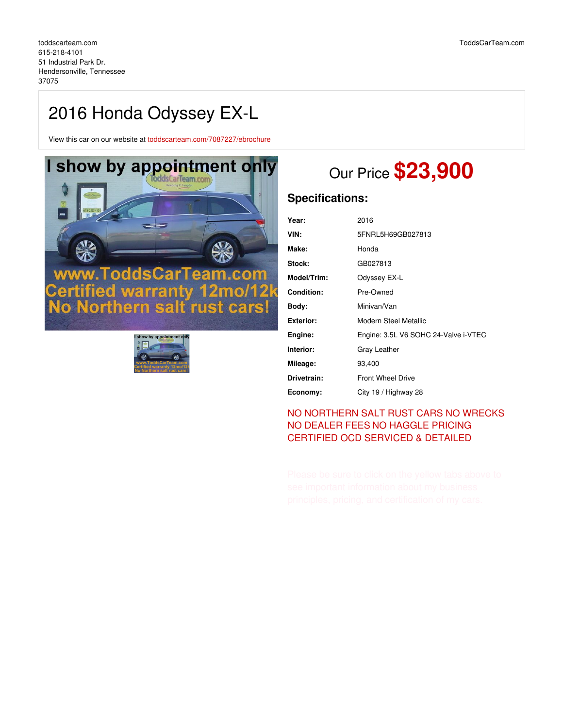toddscarteam.com
615-218-4101
51 Industrial Park Dr.
Hendersonville, Tennessee
37075

ToddsCarTeam.com

# 2016 Honda Odyssey EX-L

View this car on our website at toddscarteam.com/7087227/ebrochure

## Our Price **$23,900**

### Specifications:

| | |
|---|---|
| **Year:** | 2016 |
| **VIN:** | 5FNRL5H69GB027813 |
| **Make:** | Honda |
| **Stock:** | GB027813 |
| **Model/Trim:** | Odyssey EX-L |
| **Condition:** | Pre-Owned |
| **Body:** | Minivan/Van |
| **Exterior:** | Modern Steel Metallic |
| **Engine:** | Engine: 3.5L V6 SOHC 24-Valve i-VTEC |
| **Interior:** | Gray Leather |
| **Mileage:** | 93,400 |
| **Drivetrain:** | Front Wheel Drive |
| **Economy:** | City 19 / Highway 28 |

NO NORTHERN SALT RUST CARS NO WRECKS NO DEALER FEES NO HAGGLE PRICING CERTIFIED OCD SERVICED & DETAILED

Please be sure to click on the yellow tabs above to see important information about my business principles, pricing, and certification of my cars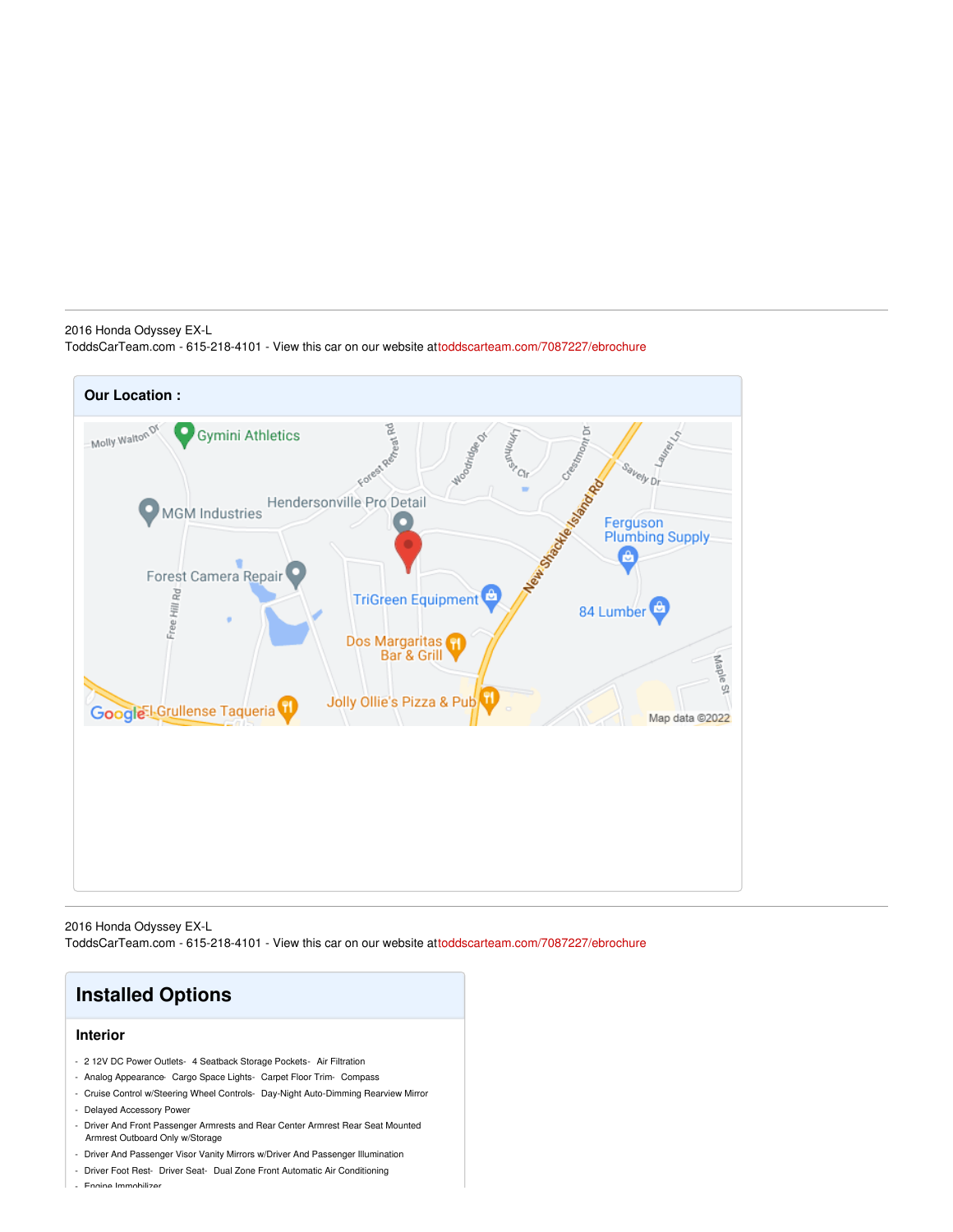2016 Honda Odyssey EX-L
ToddsCarTeam.com - 615-218-4101 - View this car on our website attoddscarteam.com/7087227/ebrochure

## Our Location :

2016 Honda Odyssey EX-L
ToddsCarTeam.com - 615-218-4101 - View this car on our website attoddscarteam.com/7087227/ebrochure

## Installed Options

### Interior

- 2 12V DC Power Outlets- 4 Seatback Storage Pockets- Air Filtration
- Analog Appearance- Cargo Space Lights- Carpet Floor Trim- Compass
- Cruise Control w/Steering Wheel Controls- Day-Night Auto-Dimming Rearview Mirror
- Delayed Accessory Power
- Driver And Front Passenger Armrests and Rear Center Armrest Rear Seat Mounted Armrest Outboard Only w/Storage
- Driver And Passenger Visor Vanity Mirrors w/Driver And Passenger Illumination
- Driver Foot Rest- Driver Seat- Dual Zone Front Automatic Air Conditioning
- Engine Immobilizer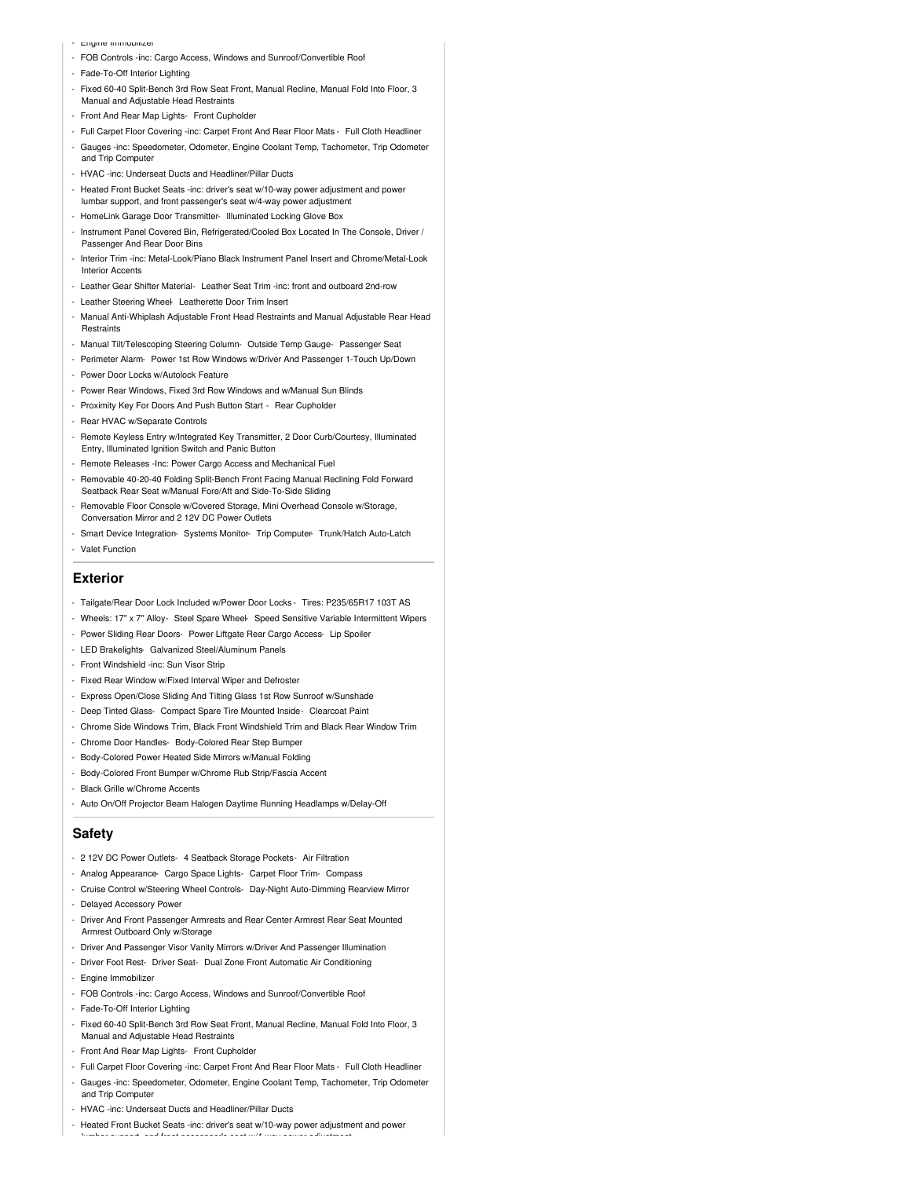- Engine Immobilizer
- FOB Controls -inc: Cargo Access, Windows and Sunroof/Convertible Roof
- Fade-To-Off Interior Lighting
- Fixed 60-40 Split-Bench 3rd Row Seat Front, Manual Recline, Manual Fold Into Floor, 3 Manual and Adjustable Head Restraints
- Front And Rear Map Lights- Front Cupholder
- Full Carpet Floor Covering -inc: Carpet Front And Rear Floor Mats - Full Cloth Headliner
- Gauges -inc: Speedometer, Odometer, Engine Coolant Temp, Tachometer, Trip Odometer and Trip Computer
- HVAC -inc: Underseat Ducts and Headliner/Pillar Ducts
- Heated Front Bucket Seats -inc: driver's seat w/10-way power adjustment and power lumbar support, and front passenger's seat w/4-way power adjustment
- HomeLink Garage Door Transmitter- Illuminated Locking Glove Box
- Instrument Panel Covered Bin, Refrigerated/Cooled Box Located In The Console, Driver / Passenger And Rear Door Bins
- Interior Trim -inc: Metal-Look/Piano Black Instrument Panel Insert and Chrome/Metal-Look Interior Accents
- Leather Gear Shifter Material- Leather Seat Trim -inc: front and outboard 2nd-row
- Leather Steering Wheel- Leatherette Door Trim Insert
- Manual Anti-Whiplash Adjustable Front Head Restraints and Manual Adjustable Rear Head Restraints
- Manual Tilt/Telescoping Steering Column- Outside Temp Gauge- Passenger Seat
- Perimeter Alarm- Power 1st Row Windows w/Driver And Passenger 1-Touch Up/Down
- Power Door Locks w/Autolock Feature
- Power Rear Windows, Fixed 3rd Row Windows and w/Manual Sun Blinds
- Proximity Key For Doors And Push Button Start - Rear Cupholder
- Rear HVAC w/Separate Controls
- Remote Keyless Entry w/Integrated Key Transmitter, 2 Door Curb/Courtesy, Illuminated Entry, Illuminated Ignition Switch and Panic Button
- Remote Releases -Inc: Power Cargo Access and Mechanical Fuel
- Removable 40-20-40 Folding Split-Bench Front Facing Manual Reclining Fold Forward Seatback Rear Seat w/Manual Fore/Aft and Side-To-Side Sliding
- Removable Floor Console w/Covered Storage, Mini Overhead Console w/Storage, Conversation Mirror and 2 12V DC Power Outlets
- Smart Device Integration- Systems Monitor- Trip Computer- Trunk/Hatch Auto-Latch
- Valet Function

## Exterior

- Tailgate/Rear Door Lock Included w/Power Door Locks - Tires: P235/65R17 103T AS
- Wheels: 17" x 7" Alloy- Steel Spare Wheel- Speed Sensitive Variable Intermittent Wipers
- Power Sliding Rear Doors- Power Liftgate Rear Cargo Access- Lip Spoiler
- LED Brakelights- Galvanized Steel/Aluminum Panels
- Front Windshield -inc: Sun Visor Strip
- Fixed Rear Window w/Fixed Interval Wiper and Defroster
- Express Open/Close Sliding And Tilting Glass 1st Row Sunroof w/Sunshade
- Deep Tinted Glass- Compact Spare Tire Mounted Inside- Clearcoat Paint
- Chrome Side Windows Trim, Black Front Windshield Trim and Black Rear Window Trim
- Chrome Door Handles- Body-Colored Rear Step Bumper
- Body-Colored Power Heated Side Mirrors w/Manual Folding
- Body-Colored Front Bumper w/Chrome Rub Strip/Fascia Accent
- Black Grille w/Chrome Accents
- Auto On/Off Projector Beam Halogen Daytime Running Headlamps w/Delay-Off

## Safety

- 2 12V DC Power Outlets- 4 Seatback Storage Pockets- Air Filtration
- Analog Appearance- Cargo Space Lights- Carpet Floor Trim- Compass
- Cruise Control w/Steering Wheel Controls- Day-Night Auto-Dimming Rearview Mirror
- Delayed Accessory Power
- Driver And Front Passenger Armrests and Rear Center Armrest Rear Seat Mounted Armrest Outboard Only w/Storage
- Driver And Passenger Visor Vanity Mirrors w/Driver And Passenger Illumination
- Driver Foot Rest- Driver Seat- Dual Zone Front Automatic Air Conditioning
- Engine Immobilizer
- FOB Controls -inc: Cargo Access, Windows and Sunroof/Convertible Roof
- Fade-To-Off Interior Lighting
- Fixed 60-40 Split-Bench 3rd Row Seat Front, Manual Recline, Manual Fold Into Floor, 3 Manual and Adjustable Head Restraints
- Front And Rear Map Lights- Front Cupholder
- Full Carpet Floor Covering -inc: Carpet Front And Rear Floor Mats - Full Cloth Headliner
- Gauges -inc: Speedometer, Odometer, Engine Coolant Temp, Tachometer, Trip Odometer and Trip Computer
- HVAC -inc: Underseat Ducts and Headliner/Pillar Ducts
- Heated Front Bucket Seats -inc: driver's seat w/10-way power adjustment and power lumbar support, and front passenger's seat w/4-way power adjustment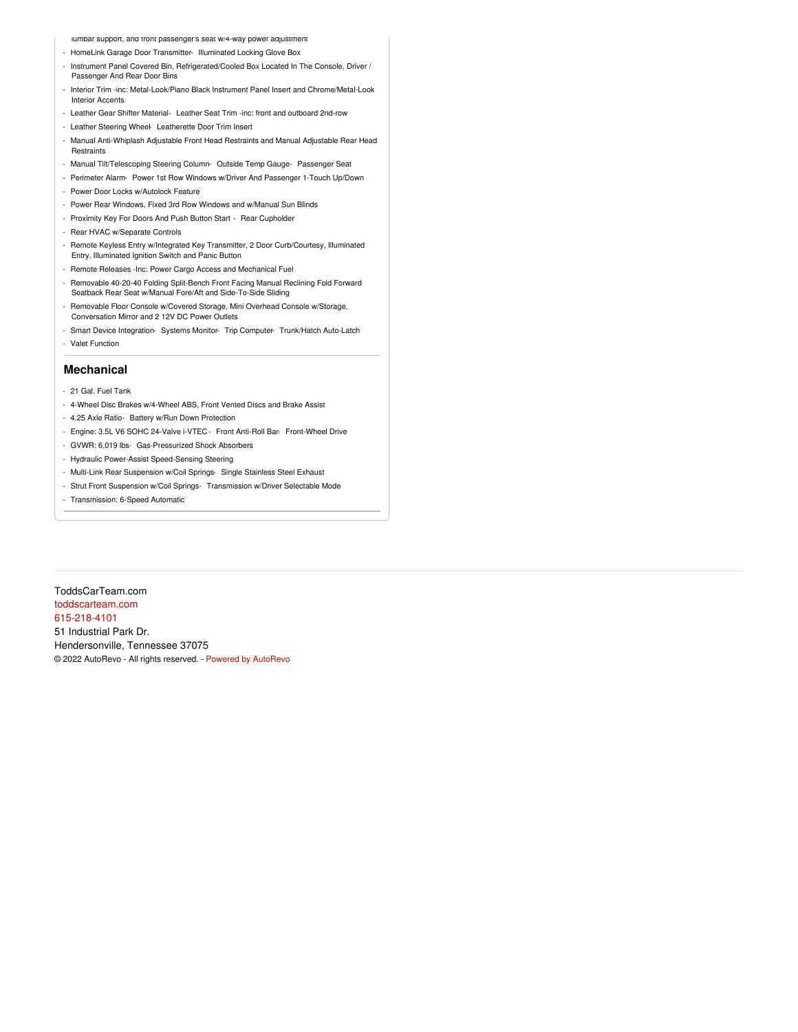lumbar support, and front passenger's seat w/4-way power adjustment

- HomeLink Garage Door Transmitter- Illuminated Locking Glove Box
- Instrument Panel Covered Bin, Refrigerated/Cooled Box Located In The Console, Driver / Passenger And Rear Door Bins
- Interior Trim -inc: Metal-Look/Piano Black Instrument Panel Insert and Chrome/Metal-Look Interior Accents
- Leather Gear Shifter Material- Leather Seat Trim -inc: front and outboard 2nd-row
- Leather Steering Wheel- Leatherette Door Trim Insert
- Manual Anti-Whiplash Adjustable Front Head Restraints and Manual Adjustable Rear Head Restraints
- Manual Tilt/Telescoping Steering Column- Outside Temp Gauge- Passenger Seat
- Perimeter Alarm- Power 1st Row Windows w/Driver And Passenger 1-Touch Up/Down
- Power Door Locks w/Autolock Feature
- Power Rear Windows, Fixed 3rd Row Windows and w/Manual Sun Blinds
- Proximity Key For Doors And Push Button Start - Rear Cupholder
- Rear HVAC w/Separate Controls
- Remote Keyless Entry w/Integrated Key Transmitter, 2 Door Curb/Courtesy, Illuminated Entry, Illuminated Ignition Switch and Panic Button
- Remote Releases -Inc: Power Cargo Access and Mechanical Fuel
- Removable 40-20-40 Folding Split-Bench Front Facing Manual Reclining Fold Forward Seatback Rear Seat w/Manual Fore/Aft and Side-To-Side Sliding
- Removable Floor Console w/Covered Storage, Mini Overhead Console w/Storage, Conversation Mirror and 2 12V DC Power Outlets
- Smart Device Integration- Systems Monitor- Trip Computer- Trunk/Hatch Auto-Latch
- Valet Function

## Mechanical

- 21 Gal. Fuel Tank
- 4-Wheel Disc Brakes w/4-Wheel ABS, Front Vented Discs and Brake Assist
- 4.25 Axle Ratio- Battery w/Run Down Protection
- Engine: 3.5L V6 SOHC 24-Valve i-VTEC - Front Anti-Roll Bar- Front-Wheel Drive
- GVWR: 6,019 lbs- Gas-Pressurized Shock Absorbers
- Hydraulic Power-Assist Speed-Sensing Steering
- Multi-Link Rear Suspension w/Coil Springs- Single Stainless Steel Exhaust
- Strut Front Suspension w/Coil Springs- Transmission w/Driver Selectable Mode
- Transmission: 6-Speed Automatic

ToddsCarTeam.com
toddscarteam.com
615-218-4101
51 Industrial Park Dr.
Hendersonville, Tennessee 37075
© 2022 AutoRevo - All rights reserved. - Powered by AutoRevo